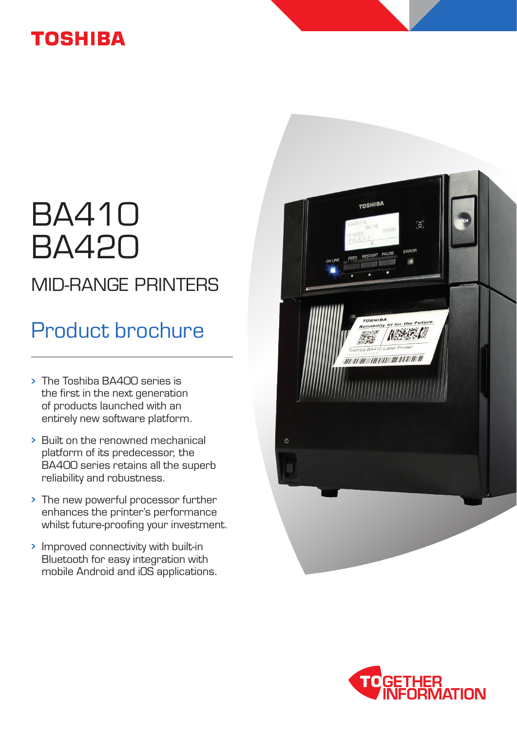TOSHIBA

# BA410 BA420

## MID-RANGE PRINTERS

## Product brochure

- The Toshiba BA400 series is the first in the next generation of products launched with an entirely new software platform.
- Built on the renowned mechanical platform of its predecessor, the BA400 series retains all the superb reliability and robustness.
- The new powerful processor further enhances the printer's performance whilst future-proofing your investment.
- Improved connectivity with built-in Bluetooth for easy integration with mobile Android and iOS applications.

TOGETHER INFORMATION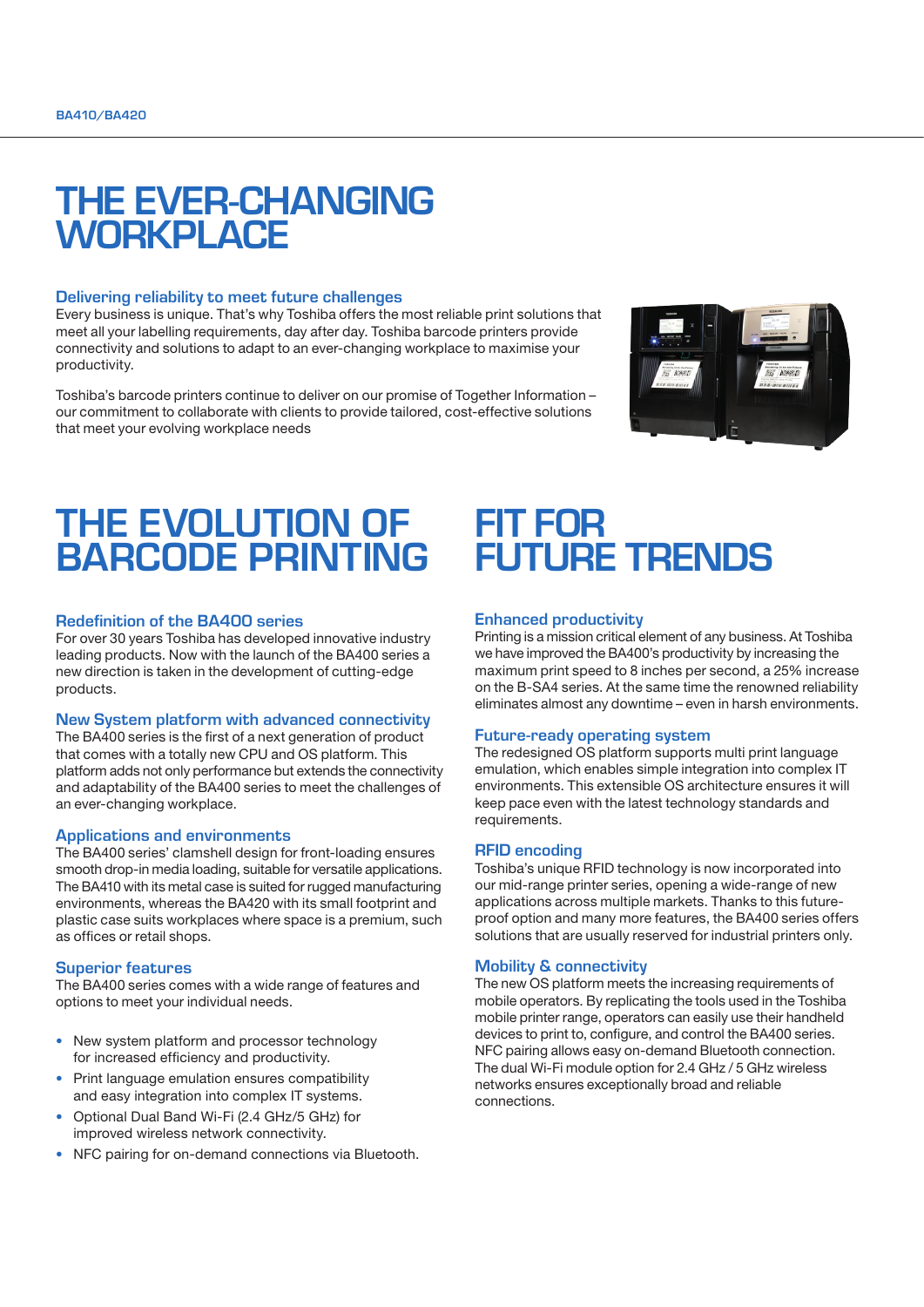# THE EVER-CHANGING WORKPLACE

### Delivering reliability to meet future challenges

Every business is unique. That's why Toshiba offers the most reliable print solutions that meet all your labelling requirements, day after day. Toshiba barcode printers provide connectivity and solutions to adapt to an ever-changing workplace to maximise your productivity.

Toshiba's barcode printers continue to deliver on our promise of Together Information – our commitment to collaborate with clients to provide tailored, cost-effective solutions that meet your evolving workplace needs

# THE EVOLUTION OF BARCODE PRINTING

### Redefinition of the BA400 series

For over 30 years Toshiba has developed innovative industry leading products. Now with the launch of the BA400 series a new direction is taken in the development of cutting-edge products.

### New System platform with advanced connectivity

The BA400 series is the first of a next generation of product that comes with a totally new CPU and OS platform. This platform adds not only performance but extends the connectivity and adaptability of the BA400 series to meet the challenges of an ever-changing workplace.

### Applications and environments

The BA400 series' clamshell design for front-loading ensures smooth drop-in media loading, suitable for versatile applications. The BA410 with its metal case is suited for rugged manufacturing environments, whereas the BA420 with its small footprint and plastic case suits workplaces where space is a premium, such as offices or retail shops.

### Superior features

The BA400 series comes with a wide range of features and options to meet your individual needs.

- New system platform and processor technology for increased efficiency and productivity.
- Print language emulation ensures compatibility and easy integration into complex IT systems.
- Optional Dual Band Wi-Fi (2.4 GHz/5 GHz) for improved wireless network connectivity.
- NFC pairing for on-demand connections via Bluetooth.

# FIT FOR FUTURE TRENDS

### Enhanced productivity

Printing is a mission critical element of any business. At Toshiba we have improved the BA400's productivity by increasing the maximum print speed to 8 inches per second, a 25% increase on the B-SA4 series. At the same time the renowned reliability eliminates almost any downtime – even in harsh environments.

### Future-ready operating system

The redesigned OS platform supports multi print language emulation, which enables simple integration into complex IT environments. This extensible OS architecture ensures it will keep pace even with the latest technology standards and requirements.

### RFID encoding

Toshiba's unique RFID technology is now incorporated into our mid-range printer series, opening a wide-range of new applications across multiple markets. Thanks to this future-proof option and many more features, the BA400 series offers solutions that are usually reserved for industrial printers only.

### Mobility & connectivity

The new OS platform meets the increasing requirements of mobile operators. By replicating the tools used in the Toshiba mobile printer range, operators can easily use their handheld devices to print to, configure, and control the BA400 series. NFC pairing allows easy on-demand Bluetooth connection. The dual Wi-Fi module option for 2.4 GHz / 5 GHz wireless networks ensures exceptionally broad and reliable connections.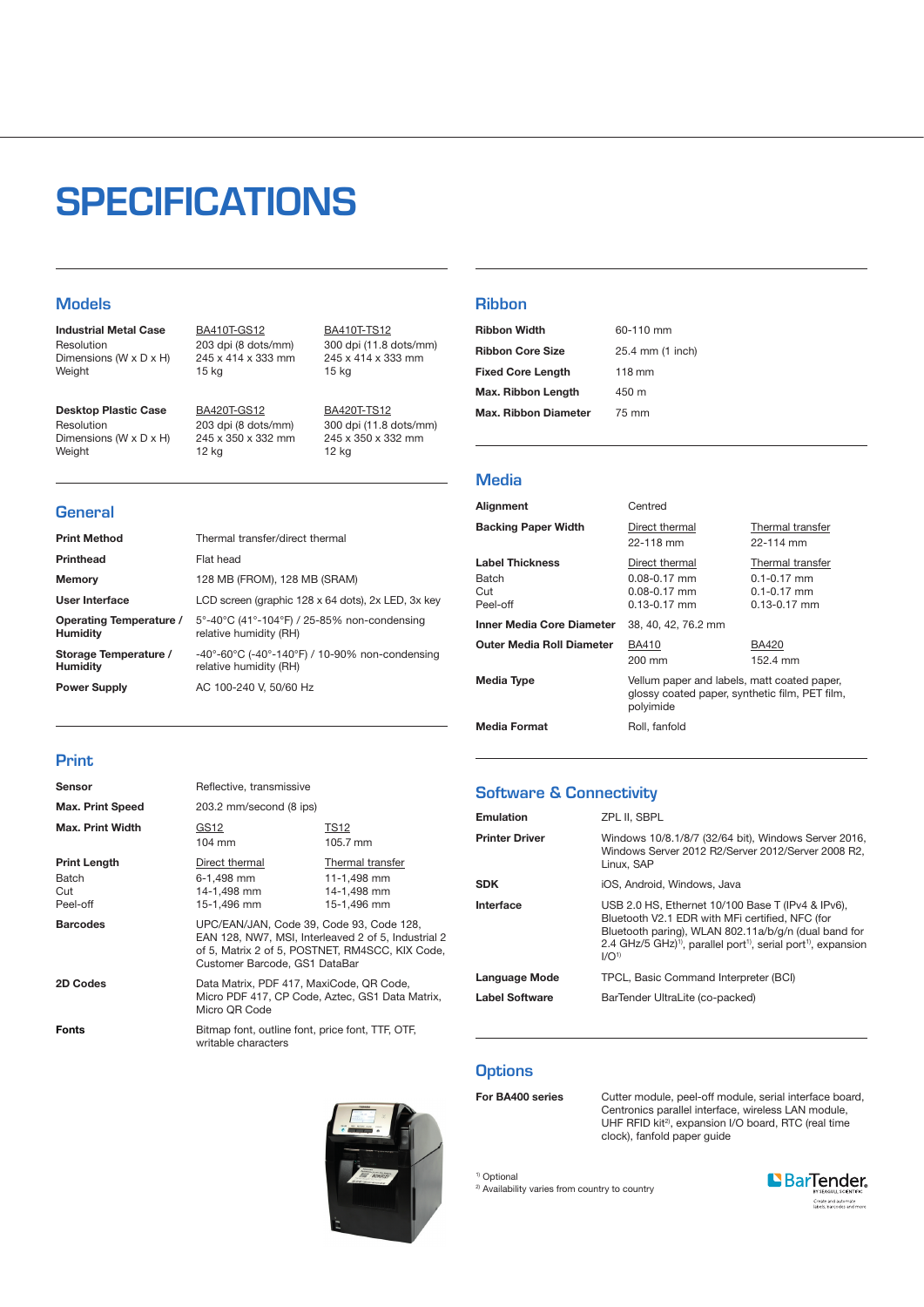# SPECIFICATIONS

## Models

| | | |
|---|---|---|
| **Industrial Metal Case** | BA410T-GS12 | BA410T-TS12 |
| Resolution | 203 dpi (8 dots/mm) | 300 dpi (11.8 dots/mm) |
| Dimensions (W x D x H) | 245 x 414 x 333 mm | 245 x 414 x 333 mm |
| Weight | 15 kg | 15 kg |
| **Desktop Plastic Case** | BA420T-GS12 | BA420T-TS12 |
| Resolution | 203 dpi (8 dots/mm) | 300 dpi (11.8 dots/mm) |
| Dimensions (W x D x H) | 245 x 350 x 332 mm | 245 x 350 x 332 mm |
| Weight | 12 kg | 12 kg |

## General

| | |
|---|---|
| **Print Method** | Thermal transfer/direct thermal |
| **Printhead** | Flat head |
| **Memory** | 128 MB (FROM), 128 MB (SRAM) |
| **User Interface** | LCD screen (graphic 128 x 64 dots), 2x LED, 3x key |
| **Operating Temperature / Humidity** | 5°-40°C (41°-104°F) / 25-85% non-condensing relative humidity (RH) |
| **Storage Temperature / Humidity** | -40°-60°C (-40°-140°F) / 10-90% non-condensing relative humidity (RH) |
| **Power Supply** | AC 100-240 V, 50/60 Hz |

## Print

| | | |
|---|---|---|
| **Sensor** | Reflective, transmissive | |
| **Max. Print Speed** | 203.2 mm/second (8 ips) | |
| **Max. Print Width** | GS12 | TS12 |
| | 104 mm | 105.7 mm |
| **Print Length** | Direct thermal | Thermal transfer |
| Batch | 6-1,498 mm | 11-1,498 mm |
| Cut | 14-1,498 mm | 14-1,498 mm |
| Peel-off | 15-1,496 mm | 15-1,496 mm |
| **Barcodes** | UPC/EAN/JAN, Code 39, Code 93, Code 128, EAN 128, NW7, MSI, Interleaved 2 of 5, Industrial 2 of 5, Matrix 2 of 5, POSTNET, RM4SCC, KIX Code, Customer Barcode, GS1 DataBar | |
| **2D Codes** | Data Matrix, PDF 417, MaxiCode, QR Code, Micro PDF 417, CP Code, Aztec, GS1 Data Matrix, Micro QR Code | |
| **Fonts** | Bitmap font, outline font, price font, TTF, OTF, writable characters | |

## Ribbon

| | |
|---|---|
| **Ribbon Width** | 60-110 mm |
| **Ribbon Core Size** | 25.4 mm (1 inch) |
| **Fixed Core Length** | 118 mm |
| **Max. Ribbon Length** | 450 m |
| **Max. Ribbon Diameter** | 75 mm |

## Media

| | | |
|---|---|---|
| **Alignment** | Centred | |
| **Backing Paper Width** | Direct thermal | Thermal transfer |
| | 22-118 mm | 22-114 mm |
| **Label Thickness** | Direct thermal | Thermal transfer |
| Batch | 0.08-0.17 mm | 0.1-0.17 mm |
| Cut | 0.08-0.17 mm | 0.1-0.17 mm |
| Peel-off | 0.13-0.17 mm | 0.13-0.17 mm |
| **Inner Media Core Diameter** | 38, 40, 42, 76.2 mm | |
| **Outer Media Roll Diameter** | BA410 | BA420 |
| | 200 mm | 152.4 mm |
| **Media Type** | Vellum paper and labels, matt coated paper, glossy coated paper, synthetic film, PET film, polyimide | |
| **Media Format** | Roll, fanfold | |

## Software & Connectivity

| | |
|---|---|
| **Emulation** | ZPL II, SBPL |
| **Printer Driver** | Windows 10/8.1/8/7 (32/64 bit), Windows Server 2016, Windows Server 2012 R2/Server 2012/Server 2008 R2, Linux, SAP |
| **SDK** | iOS, Android, Windows, Java |
| **Interface** | USB 2.0 HS, Ethernet 10/100 Base T (IPv4 & IPv6), Bluetooth V2.1 EDR with MFi certified, NFC (for Bluetooth paring), WLAN 802.11a/b/g/n (dual band for 2.4 GHz/5 GHz)[1], parallel port[1], serial port[1], expansion I/O[1] |
| **Language Mode** | TPCL, Basic Command Interpreter (BCI) |
| **Label Software** | BarTender UltraLite (co-packed) |

## Options

| | |
|---|---|
| **For BA400 series** | Cutter module, peel-off module, serial interface board, Centronics parallel interface, wireless LAN module, UHF RFID kit[2], expansion I/O board, RTC (real time clock), fanfold paper guide |

[1] Optional
[2] Availability varies from country to country

BarTender by Seagull Scientific — Create and automate labels, barcodes and more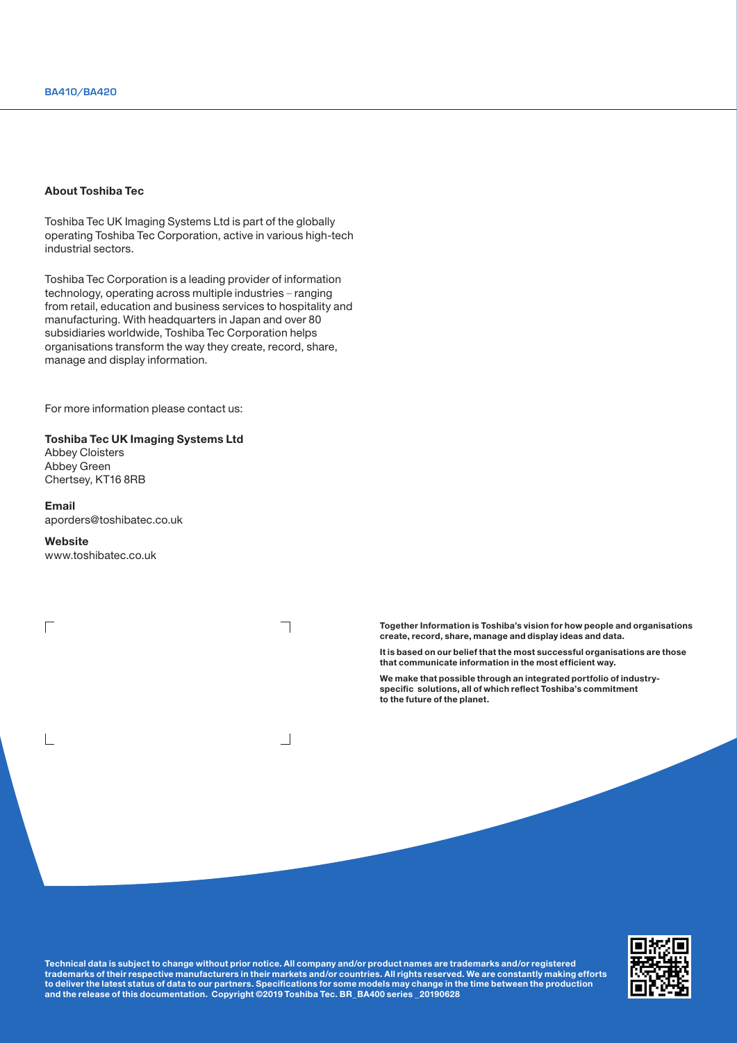## About Toshiba Tec

Toshiba Tec UK Imaging Systems Ltd is part of the globally operating Toshiba Tec Corporation, active in various high-tech industrial sectors.

Toshiba Tec Corporation is a leading provider of information technology, operating across multiple industries – ranging from retail, education and business services to hospitality and manufacturing. With headquarters in Japan and over 80 subsidiaries worldwide, Toshiba Tec Corporation helps organisations transform the way they create, record, share, manage and display information.

For more information please contact us:

**Toshiba Tec UK Imaging Systems Ltd**
Abbey Cloisters
Abbey Green
Chertsey, KT16 8RB

**Email**
aporders@toshibatec.co.uk

**Website**
www.toshibatec.co.uk

**Together Information is Toshiba's vision for how people and organisations create, record, share, manage and display ideas and data.**

**It is based on our belief that the most successful organisations are those that communicate information in the most efficient way.**

**We make that possible through an integrated portfolio of industry-specific solutions, all of which reflect Toshiba's commitment to the future of the planet.**

**Technical data is subject to change without prior notice. All company and/or product names are trademarks and/or registered trademarks of their respective manufacturers in their markets and/or countries. All rights reserved. We are constantly making efforts to deliver the latest status of data to our partners. Specifications for some models may change in the time between the production and the release of this documentation. Copyright ©2019 Toshiba Tec. BR_BA400 series _20190628**